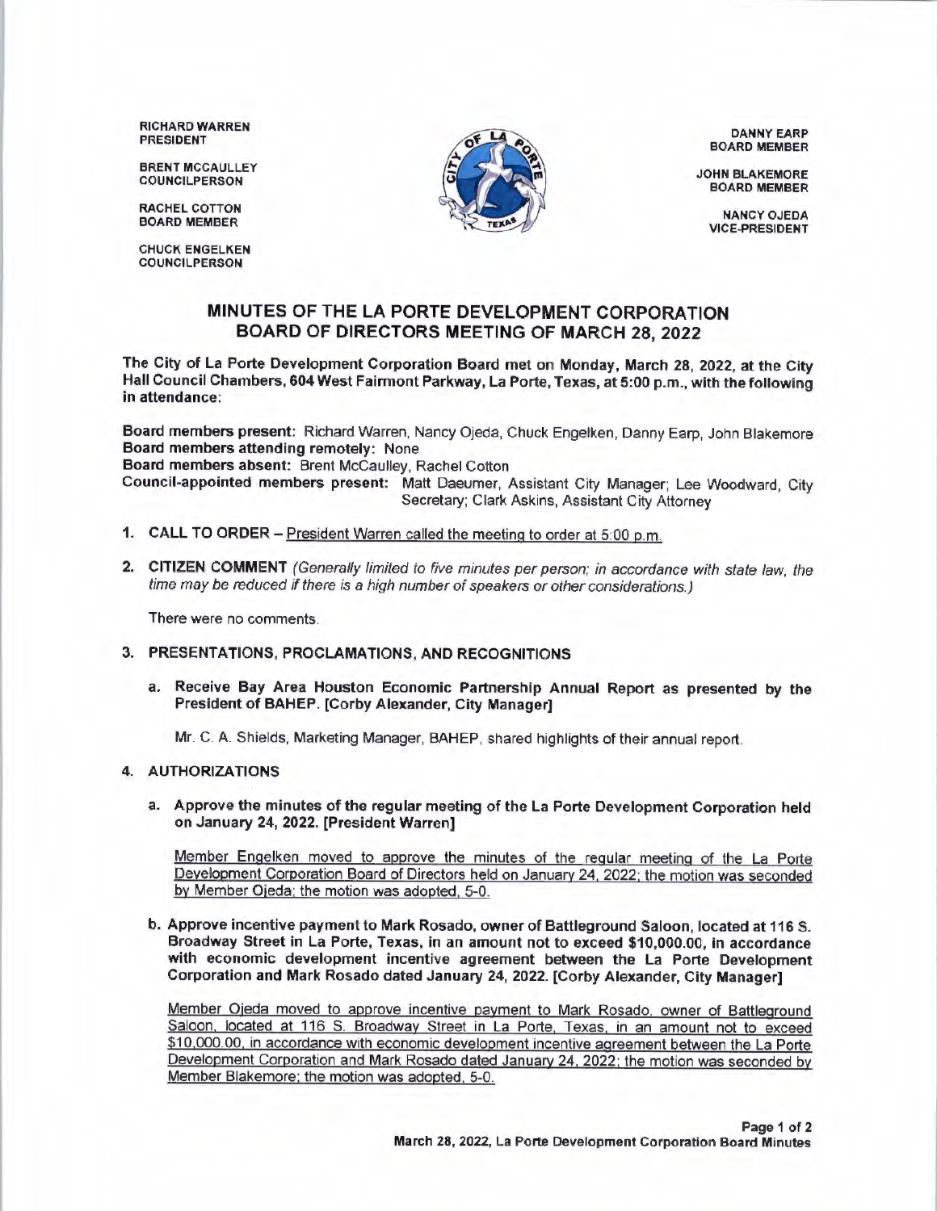RICHARD WARREN
PRESIDENT

BRENT MCCAULLEY
COUNCILPERSON

RACHEL COTTON
BOARD MEMBER

CHUCK ENGELKEN
COUNCILPERSON

DANNY EARP
BOARD MEMBER

JOHN BLAKEMORE
BOARD MEMBER

NANCY OJEDA
VICE-PRESIDENT

# MINUTES OF THE LA PORTE DEVELOPMENT CORPORATION BOARD OF DIRECTORS MEETING OF MARCH 28, 2022

**The City of La Porte Development Corporation Board met on Monday, March 28, 2022, at the City Hall Council Chambers, 604 West Fairmont Parkway, La Porte, Texas, at 5:00 p.m., with the following in attendance:**

**Board members present:** Richard Warren, Nancy Ojeda, Chuck Engelken, Danny Earp, John Blakemore
**Board members attending remotely:** None
**Board members absent:** Brent McCaulley, Rachel Cotton
**Council-appointed members present:** Matt Daeumer, Assistant City Manager; Lee Woodward, City Secretary; Clark Askins, Assistant City Attorney

1. **CALL TO ORDER** – President Warren called the meeting to order at 5:00 p.m.

2. **CITIZEN COMMENT** *(Generally limited to five minutes per person; in accordance with state law, the time may be reduced if there is a high number of speakers or other considerations.)*

   There were no comments.

3. **PRESENTATIONS, PROCLAMATIONS, AND RECOGNITIONS**

   a. **Receive Bay Area Houston Economic Partnership Annual Report as presented by the President of BAHEP. [Corby Alexander, City Manager]**

      Mr. C. A. Shields, Marketing Manager, BAHEP, shared highlights of their annual report.

4. **AUTHORIZATIONS**

   a. **Approve the minutes of the regular meeting of the La Porte Development Corporation held on January 24, 2022. [President Warren]**

      Member Engelken moved to approve the minutes of the regular meeting of the La Porte Development Corporation Board of Directors held on January 24, 2022; the motion was seconded by Member Ojeda; the motion was adopted, 5-0.

   b. **Approve incentive payment to Mark Rosado, owner of Battleground Saloon, located at 116 S. Broadway Street in La Porte, Texas, in an amount not to exceed $10,000.00, in accordance with economic development incentive agreement between the La Porte Development Corporation and Mark Rosado dated January 24, 2022. [Corby Alexander, City Manager]**

      Member Ojeda moved to approve incentive payment to Mark Rosado, owner of Battleground Saloon, located at 116 S. Broadway Street in La Porte, Texas, in an amount not to exceed $10,000.00, in accordance with economic development incentive agreement between the La Porte Development Corporation and Mark Rosado dated January 24, 2022; the motion was seconded by Member Blakemore; the motion was adopted, 5-0.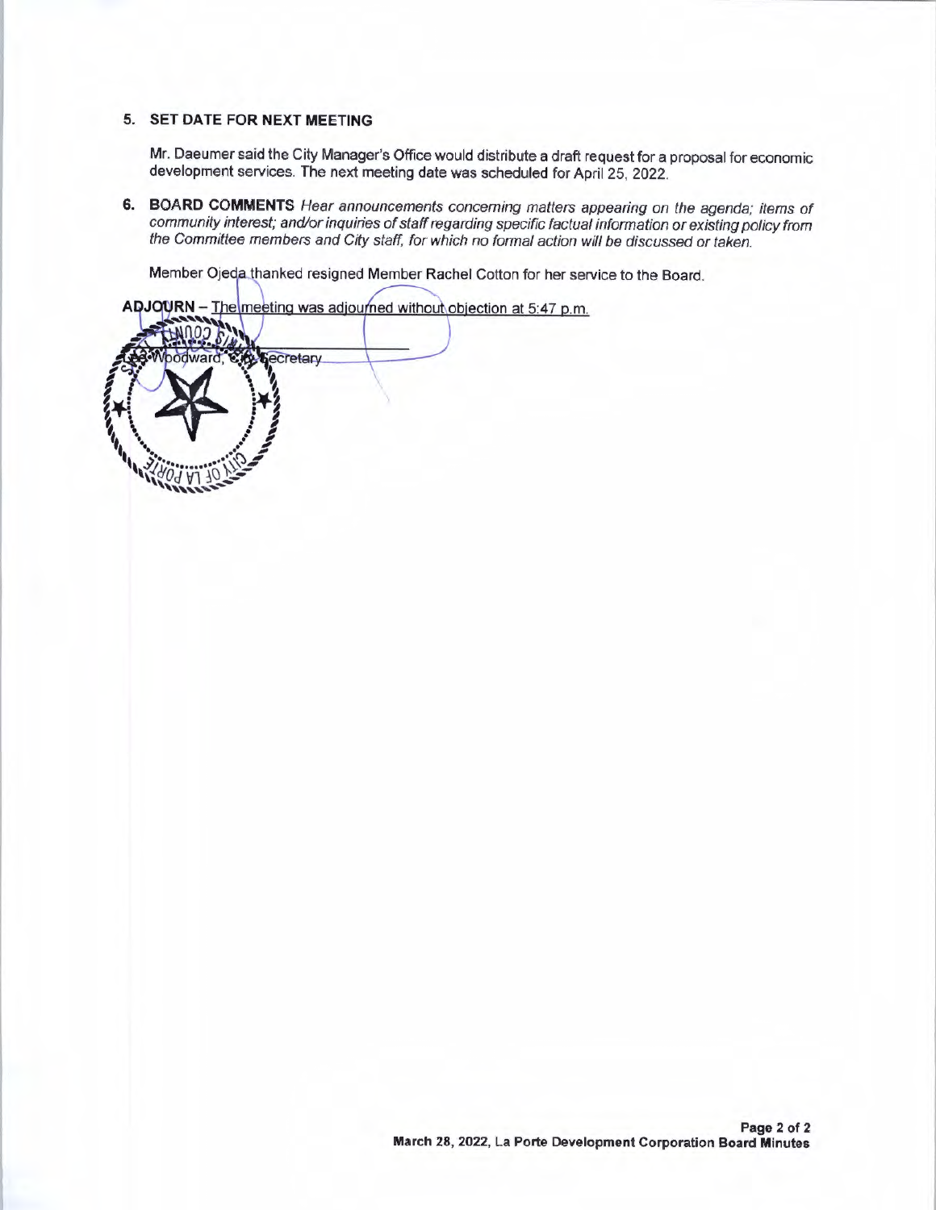5. **SET DATE FOR NEXT MEETING**

   Mr. Daeumer said the City Manager's Office would distribute a draft request for a proposal for economic development services. The next meeting date was scheduled for April 25, 2022.

6. **BOARD COMMENTS** *Hear announcements concerning matters appearing on the agenda; items of community interest; and/or inquiries of staff regarding specific factual information or existing policy from the Committee members and City staff, for which no formal action will be discussed or taken.*

   Member Ojeda thanked resigned Member Rachel Cotton for her service to the Board.

**ADJOURN** – The meeting was adjourned without objection at 5:47 p.m.

Lee Woodward, City Secretary